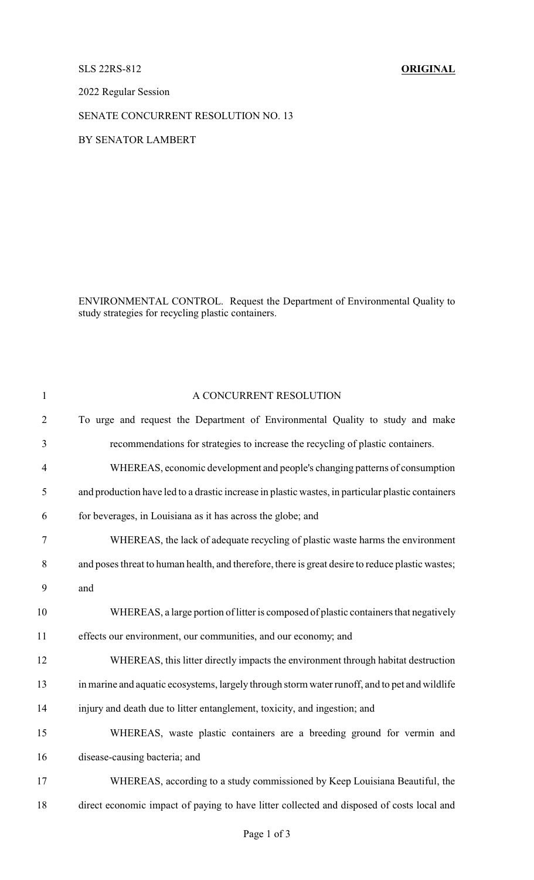SLS 22RS-812 **ORIGINAL**

2022 Regular Session

SENATE CONCURRENT RESOLUTION NO. 13

BY SENATOR LAMBERT

ENVIRONMENTAL CONTROL. Request the Department of Environmental Quality to study strategies for recycling plastic containers.

A CONCURRENT RESOLUTION

To urge and request the Department of Environmental Quality to study and make recommendations for strategies to increase the recycling of plastic containers.

WHEREAS, economic development and people's changing patterns of consumption and production have led to a drastic increase in plastic wastes, in particular plastic containers for beverages, in Louisiana as it has across the globe; and

WHEREAS, the lack of adequate recycling of plastic waste harms the environment and poses threat to human health, and therefore, there is great desire to reduce plastic wastes; and

WHEREAS, a large portion of litter is composed of plastic containers that negatively effects our environment, our communities, and our economy; and

WHEREAS, this litter directly impacts the environment through habitat destruction in marine and aquatic ecosystems, largely through storm water runoff, and to pet and wildlife injury and death due to litter entanglement, toxicity, and ingestion; and

WHEREAS, waste plastic containers are a breeding ground for vermin and disease-causing bacteria; and

WHEREAS, according to a study commissioned by Keep Louisiana Beautiful, the direct economic impact of paying to have litter collected and disposed of costs local and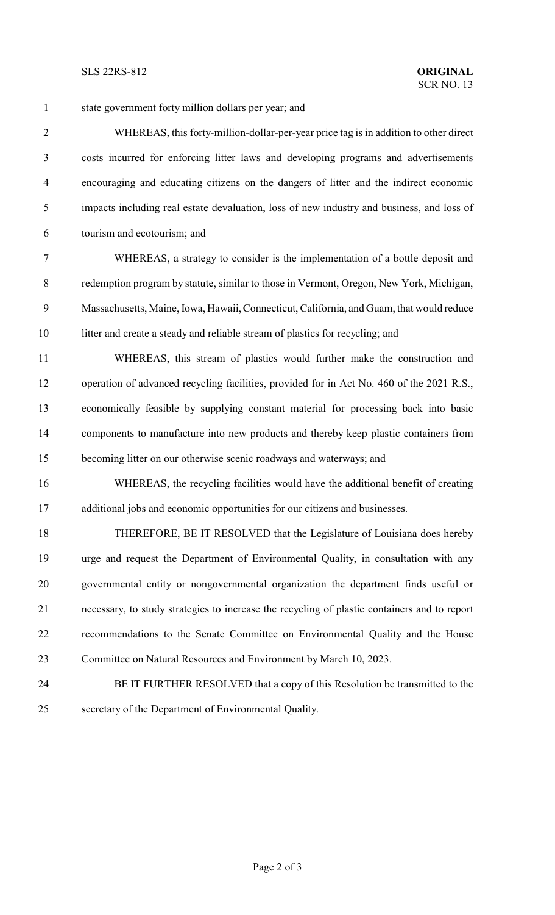state government forty million dollars per year; and

WHEREAS, this forty-million-dollar-per-year price tag is in addition to other direct costs incurred for enforcing litter laws and developing programs and advertisements encouraging and educating citizens on the dangers of litter and the indirect economic impacts including real estate devaluation, loss of new industry and business, and loss of tourism and ecotourism; and

WHEREAS, a strategy to consider is the implementation of a bottle deposit and redemption program by statute, similar to those in Vermont, Oregon, New York, Michigan, Massachusetts, Maine, Iowa, Hawaii, Connecticut, California, and Guam, that would reduce litter and create a steady and reliable stream of plastics for recycling; and

WHEREAS, this stream of plastics would further make the construction and operation of advanced recycling facilities, provided for in Act No. 460 of the 2021 R.S., economically feasible by supplying constant material for processing back into basic components to manufacture into new products and thereby keep plastic containers from becoming litter on our otherwise scenic roadways and waterways; and

WHEREAS, the recycling facilities would have the additional benefit of creating additional jobs and economic opportunities for our citizens and businesses.

THEREFORE, BE IT RESOLVED that the Legislature of Louisiana does hereby urge and request the Department of Environmental Quality, in consultation with any governmental entity or nongovernmental organization the department finds useful or necessary, to study strategies to increase the recycling of plastic containers and to report recommendations to the Senate Committee on Environmental Quality and the House Committee on Natural Resources and Environment by March 10, 2023.

BE IT FURTHER RESOLVED that a copy of this Resolution be transmitted to the secretary of the Department of Environmental Quality.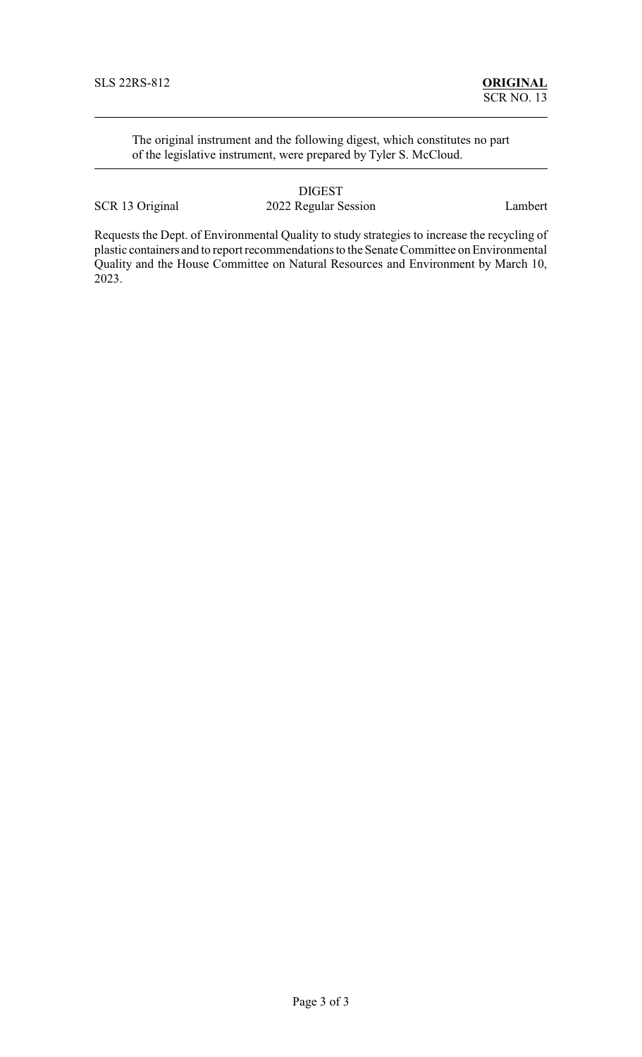SLS 22RS-812 **ORIGINAL**
SCR NO. 13

The original instrument and the following digest, which constitutes no part of the legislative instrument, were prepared by Tyler S. McCloud.

DIGEST

SCR 13 Original 2022 Regular Session Lambert

Requests the Dept. of Environmental Quality to study strategies to increase the recycling of plastic containers and to report recommendations to the Senate Committee on Environmental Quality and the House Committee on Natural Resources and Environment by March 10, 2023.